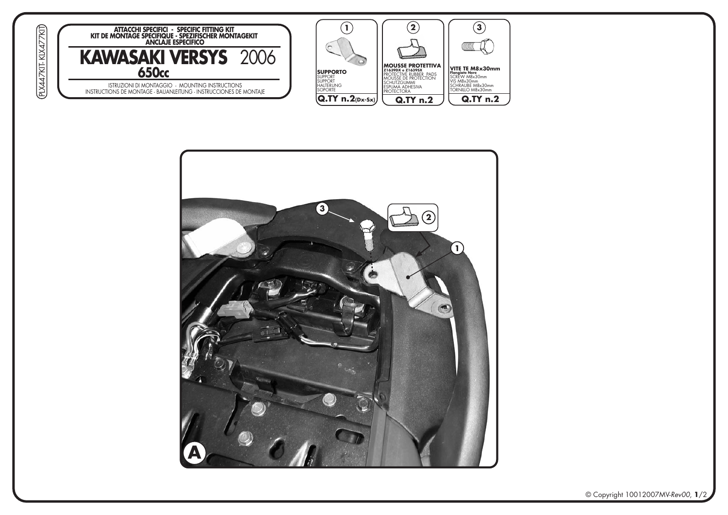PLX447KIT- KLX477KIT

**ATTACCHI SPECIFICI - SPECIFIC FITTING KIT**
**KIT DE MONTAGE SPECIFIQUE - SPEZIFISCHER MONTAGEKIT**
**ANCLAJE ESPECIFICO**

# KAWASAKI VERSYS 2006
## 650cc

ISTRUZIONI DI MONTAGGIO - MOUNTING INSTRUCTIONS
INSTRUCTIONS DE MONTAGE - BAUANLEITUNG - INSTRUCCIONES DE MONTAJE

| 1 | 2 | 3 |
|---|---|---|
| **SUPPORTO** SUPPORT SUPPORT HALTERUNG SOPORTE | **MOUSSE PROTETTIVA** **Z1639DX e Z1639SX** PROTECTIVE RUBBER PADS MOUSSE DE PROTECTION SCHUTZGUMMI ESPUMA ADHESIVA PROTECTORA | **VITE TE M8x30mm** **Flangiate Nere** SCREW M8x30mm VIS M8x30mm SCHRAUBE M8x30mm TORNILLO M8x30mm |
| **Q.TY n.2(Dx-Sx)** | **Q.TY n.2** | **Q.TY n.2** |

3
2
1
A

© Copyright 10012007MV-*Rev00*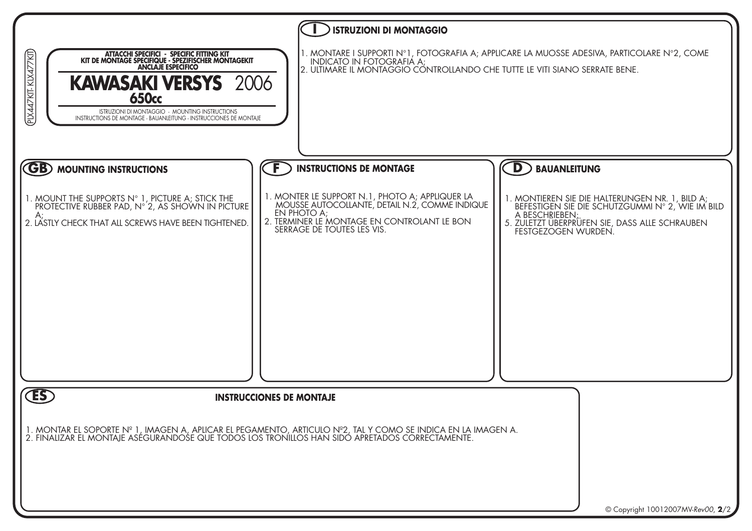PLX447KIT- KLX477KIT

**ATTACCHI SPECIFICI - SPECIFIC FITTING KIT**
**KIT DE MONTAGE SPECIFIQUE - SPEZIFISCHER MONTAGEKIT**
**ANCLAJE ESPECIFICO**

# KAWASAKI VERSYS 2006

**650cc**

ISTRUZIONI DI MONTAGGIO - MOUNTING INSTRUCTIONS
INSTRUCTIONS DE MONTAGE - BAUANLEITUNG - INSTRUCCIONES DE MONTAJE

## I – ISTRUZIONI DI MONTAGGIO

1. MONTARE I SUPPORTI N°1, FOTOGRAFIA A; APPLICARE LA MUOSSE ADESIVA, PARTICOLARE N°2, COME INDICATO IN FOTOGRAFIA A;
2. ULTIMARE IL MONTAGGIO CONTROLLANDO CHE TUTTE LE VITI SIANO SERRATE BENE.

## GB – MOUNTING INSTRUCTIONS

1. MOUNT THE SUPPORTS N° 1, PICTURE A; STICK THE PROTECTIVE RUBBER PAD, N° 2, AS SHOWN IN PICTURE A;
2. LASTLY CHECK THAT ALL SCREWS HAVE BEEN TIGHTENED.

## F – INSTRUCTIONS DE MONTAGE

1. MONTER LE SUPPORT N.1, PHOTO A; APPLIQUER LA MOUSSE AUTOCOLLANTE, DETAIL N.2, COMME INDIQUE EN PHOTO A;
2. TERMINER LE MONTAGE EN CONTROLANT LE BON SERRAGE DE TOUTES LES VIS.

## D – BAUANLEITUNG

1. MONTIEREN SIE DIE HALTERUNGEN NR. 1, BILD A; BEFESTIGEN SIE DIE SCHUTZGUMMI N° 2, WIE IM BILD A BESCHRIEBEN;
5. ZULETZT ÜBERPRÜFEN SIE, DASS ALLE SCHRAUBEN FESTGEZOGEN WURDEN.

## ES – INSTRUCCIONES DE MONTAJE

1. MONTAR EL SOPORTE Nº 1, IMAGEN A, APLICAR EL PEGAMENTO, ARTICULO Nº2, TAL Y COMO SE INDICA EN LA IMAGEN A.
2. FINALIZAR EL MONTAJE ASEGURANDOSE QUE TODOS LOS TRONILLOS HAN SIDO APRETADOS CORRECTAMENTE.

© Copyright 10012007MV-*Rev00*